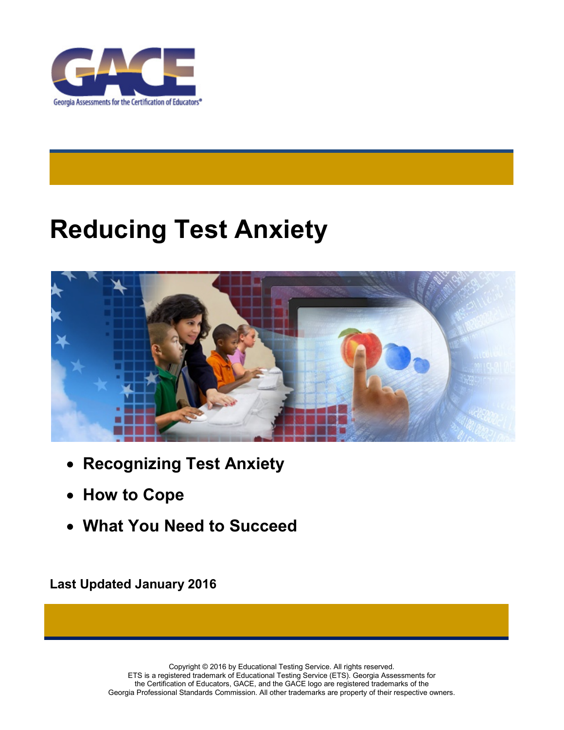GACE

Georgia Assessments for the Certification of Educators®

# Reducing Test Anxiety

- **Recognizing Test Anxiety**
- **How to Cope**
- **What You Need to Succeed**

**Last Updated January 2016**

Copyright © 2016 by Educational Testing Service. All rights reserved.
ETS is a registered trademark of Educational Testing Service (ETS). Georgia Assessments for the Certification of Educators, GACE, and the GACE logo are registered trademarks of the Georgia Professional Standards Commission. All other trademarks are property of their respective owners.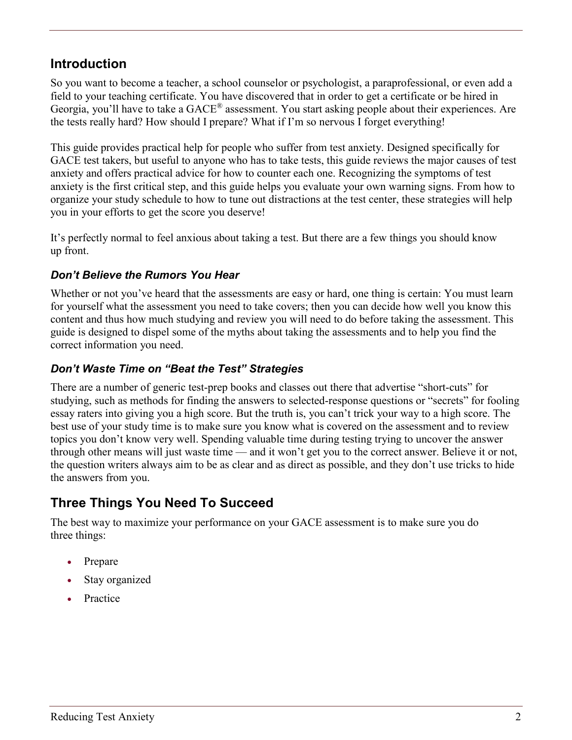## Introduction

So you want to become a teacher, a school counselor or psychologist, a paraprofessional, or even add a field to your teaching certificate. You have discovered that in order to get a certificate or be hired in Georgia, you'll have to take a GACE® assessment. You start asking people about their experiences. Are the tests really hard? How should I prepare? What if I'm so nervous I forget everything!

This guide provides practical help for people who suffer from test anxiety. Designed specifically for GACE test takers, but useful to anyone who has to take tests, this guide reviews the major causes of test anxiety and offers practical advice for how to counter each one. Recognizing the symptoms of test anxiety is the first critical step, and this guide helps you evaluate your own warning signs. From how to organize your study schedule to how to tune out distractions at the test center, these strategies will help you in your efforts to get the score you deserve!

It's perfectly normal to feel anxious about taking a test. But there are a few things you should know up front.

### *Don't Believe the Rumors You Hear*

Whether or not you've heard that the assessments are easy or hard, one thing is certain: You must learn for yourself what the assessment you need to take covers; then you can decide how well you know this content and thus how much studying and review you will need to do before taking the assessment. This guide is designed to dispel some of the myths about taking the assessments and to help you find the correct information you need.

### *Don't Waste Time on "Beat the Test" Strategies*

There are a number of generic test-prep books and classes out there that advertise "short-cuts" for studying, such as methods for finding the answers to selected-response questions or "secrets" for fooling essay raters into giving you a high score. But the truth is, you can't trick your way to a high score. The best use of your study time is to make sure you know what is covered on the assessment and to review topics you don't know very well. Spending valuable time during testing trying to uncover the answer through other means will just waste time — and it won't get you to the correct answer. Believe it or not, the question writers always aim to be as clear and as direct as possible, and they don't use tricks to hide the answers from you.

## Three Things You Need To Succeed

The best way to maximize your performance on your GACE assessment is to make sure you do three things:

- Prepare
- Stay organized
- Practice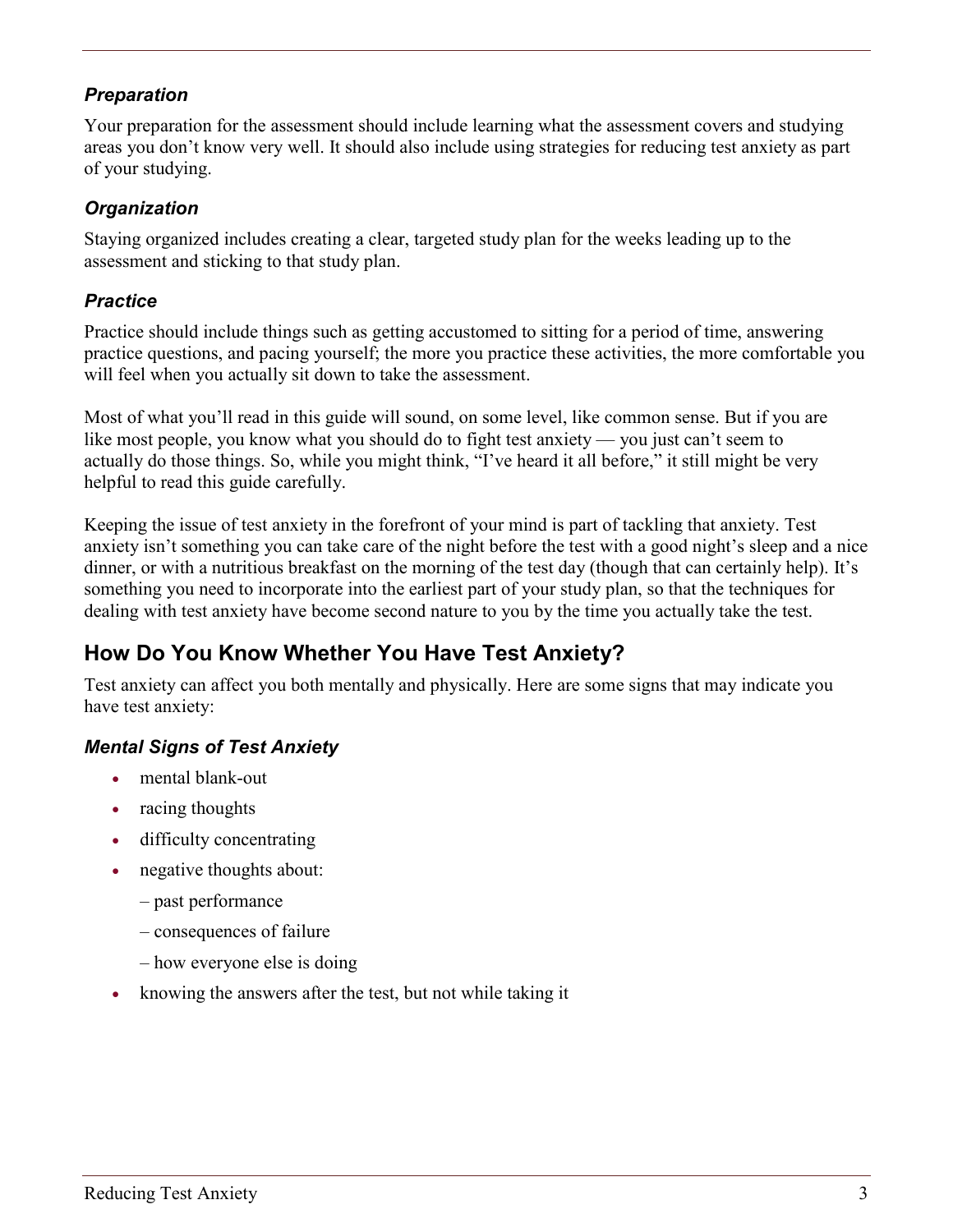### *Preparation*

Your preparation for the assessment should include learning what the assessment covers and studying areas you don't know very well. It should also include using strategies for reducing test anxiety as part of your studying.

### *Organization*

Staying organized includes creating a clear, targeted study plan for the weeks leading up to the assessment and sticking to that study plan.

### *Practice*

Practice should include things such as getting accustomed to sitting for a period of time, answering practice questions, and pacing yourself; the more you practice these activities, the more comfortable you will feel when you actually sit down to take the assessment.

Most of what you'll read in this guide will sound, on some level, like common sense. But if you are like most people, you know what you should do to fight test anxiety — you just can't seem to actually do those things. So, while you might think, "I've heard it all before," it still might be very helpful to read this guide carefully.

Keeping the issue of test anxiety in the forefront of your mind is part of tackling that anxiety. Test anxiety isn't something you can take care of the night before the test with a good night's sleep and a nice dinner, or with a nutritious breakfast on the morning of the test day (though that can certainly help). It's something you need to incorporate into the earliest part of your study plan, so that the techniques for dealing with test anxiety have become second nature to you by the time you actually take the test.

## How Do You Know Whether You Have Test Anxiety?

Test anxiety can affect you both mentally and physically. Here are some signs that may indicate you have test anxiety:

### *Mental Signs of Test Anxiety*

- mental blank-out
- racing thoughts
- difficulty concentrating
- negative thoughts about:
  - past performance
  - consequences of failure
  - how everyone else is doing
- knowing the answers after the test, but not while taking it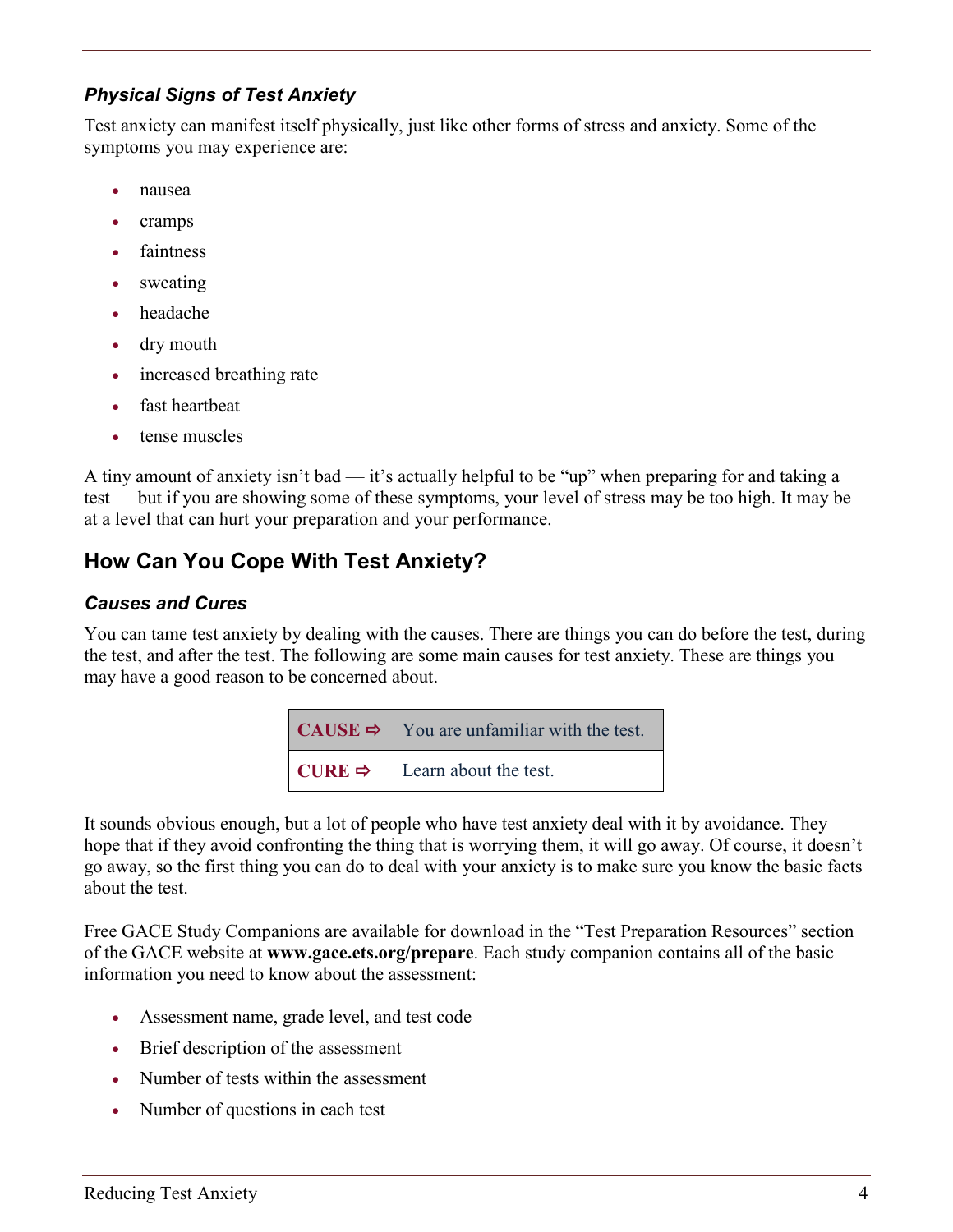### *Physical Signs of Test Anxiety*

Test anxiety can manifest itself physically, just like other forms of stress and anxiety. Some of the symptoms you may experience are:

- nausea
- cramps
- faintness
- sweating
- headache
- dry mouth
- increased breathing rate
- fast heartbeat
- tense muscles

A tiny amount of anxiety isn't bad — it's actually helpful to be "up" when preparing for and taking a test — but if you are showing some of these symptoms, your level of stress may be too high. It may be at a level that can hurt your preparation and your performance.

## How Can You Cope With Test Anxiety?

### *Causes and Cures*

You can tame test anxiety by dealing with the causes. There are things you can do before the test, during the test, and after the test. The following are some main causes for test anxiety. These are things you may have a good reason to be concerned about.

| CAUSE ⇨ | You are unfamiliar with the test. |
|---|---|
| CURE ⇨ | Learn about the test. |

It sounds obvious enough, but a lot of people who have test anxiety deal with it by avoidance. They hope that if they avoid confronting the thing that is worrying them, it will go away. Of course, it doesn't go away, so the first thing you can do to deal with your anxiety is to make sure you know the basic facts about the test.

Free GACE Study Companions are available for download in the "Test Preparation Resources" section of the GACE website at **www.gace.ets.org/prepare**. Each study companion contains all of the basic information you need to know about the assessment:

- Assessment name, grade level, and test code
- Brief description of the assessment
- Number of tests within the assessment
- Number of questions in each test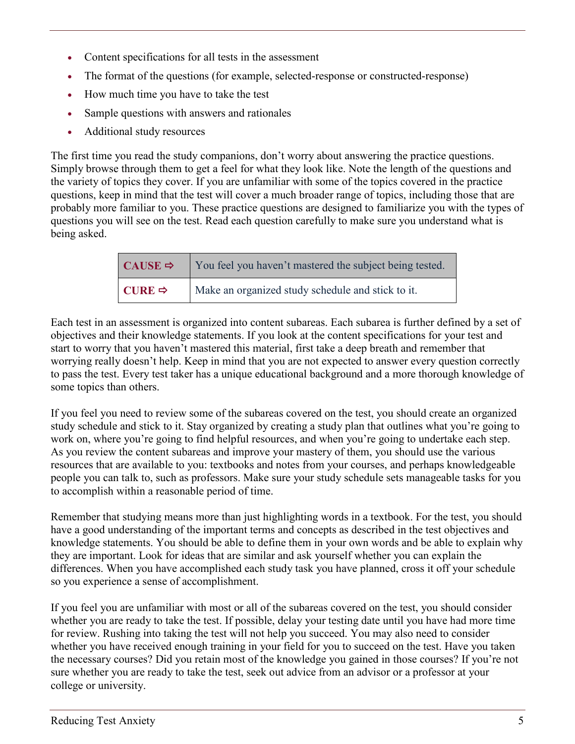- Content specifications for all tests in the assessment
- The format of the questions (for example, selected-response or constructed-response)
- How much time you have to take the test
- Sample questions with answers and rationales
- Additional study resources

The first time you read the study companions, don't worry about answering the practice questions. Simply browse through them to get a feel for what they look like. Note the length of the questions and the variety of topics they cover. If you are unfamiliar with some of the topics covered in the practice questions, keep in mind that the test will cover a much broader range of topics, including those that are probably more familiar to you. These practice questions are designed to familiarize you with the types of questions you will see on the test. Read each question carefully to make sure you understand what is being asked.

| | |
|---|---|
| **CAUSE ⇨** | You feel you haven't mastered the subject being tested. |
| **CURE ⇨** | Make an organized study schedule and stick to it. |

Each test in an assessment is organized into content subareas. Each subarea is further defined by a set of objectives and their knowledge statements. If you look at the content specifications for your test and start to worry that you haven't mastered this material, first take a deep breath and remember that worrying really doesn't help. Keep in mind that you are not expected to answer every question correctly to pass the test. Every test taker has a unique educational background and a more thorough knowledge of some topics than others.

If you feel you need to review some of the subareas covered on the test, you should create an organized study schedule and stick to it. Stay organized by creating a study plan that outlines what you're going to work on, where you're going to find helpful resources, and when you're going to undertake each step. As you review the content subareas and improve your mastery of them, you should use the various resources that are available to you: textbooks and notes from your courses, and perhaps knowledgeable people you can talk to, such as professors. Make sure your study schedule sets manageable tasks for you to accomplish within a reasonable period of time.

Remember that studying means more than just highlighting words in a textbook. For the test, you should have a good understanding of the important terms and concepts as described in the test objectives and knowledge statements. You should be able to define them in your own words and be able to explain why they are important. Look for ideas that are similar and ask yourself whether you can explain the differences. When you have accomplished each study task you have planned, cross it off your schedule so you experience a sense of accomplishment.

If you feel you are unfamiliar with most or all of the subareas covered on the test, you should consider whether you are ready to take the test. If possible, delay your testing date until you have had more time for review. Rushing into taking the test will not help you succeed. You may also need to consider whether you have received enough training in your field for you to succeed on the test. Have you taken the necessary courses? Did you retain most of the knowledge you gained in those courses? If you're not sure whether you are ready to take the test, seek out advice from an advisor or a professor at your college or university.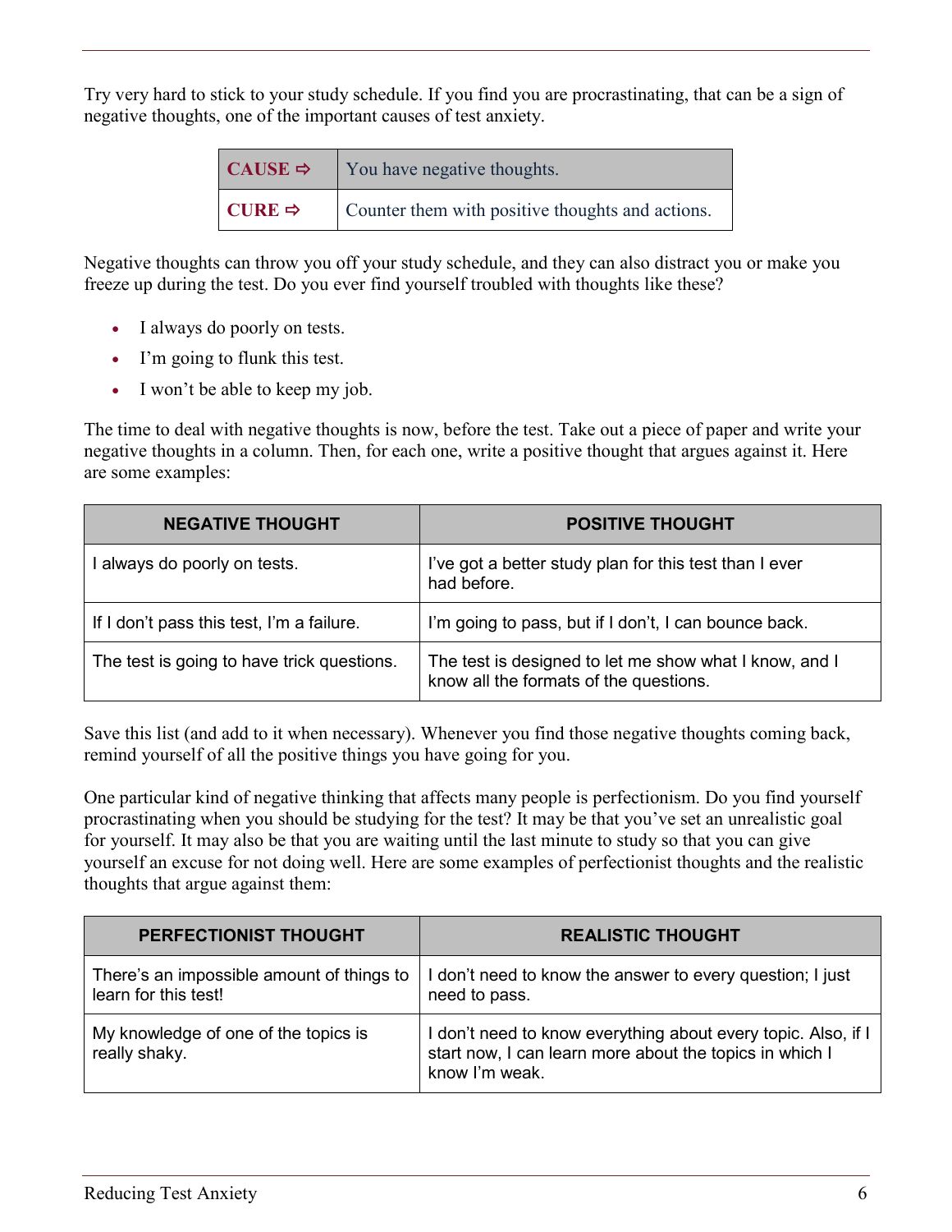Try very hard to stick to your study schedule. If you find you are procrastinating, that can be a sign of negative thoughts, one of the important causes of test anxiety.

| **CAUSE ⇨** | You have negative thoughts. |
| --- | --- |
| **CURE ⇨** | Counter them with positive thoughts and actions. |

Negative thoughts can throw you off your study schedule, and they can also distract you or make you freeze up during the test. Do you ever find yourself troubled with thoughts like these?

- I always do poorly on tests.
- I'm going to flunk this test.
- I won't be able to keep my job.

The time to deal with negative thoughts is now, before the test. Take out a piece of paper and write your negative thoughts in a column. Then, for each one, write a positive thought that argues against it. Here are some examples:

| NEGATIVE THOUGHT | POSITIVE THOUGHT |
| --- | --- |
| I always do poorly on tests. | I've got a better study plan for this test than I ever had before. |
| If I don't pass this test, I'm a failure. | I'm going to pass, but if I don't, I can bounce back. |
| The test is going to have trick questions. | The test is designed to let me show what I know, and I know all the formats of the questions. |

Save this list (and add to it when necessary). Whenever you find those negative thoughts coming back, remind yourself of all the positive things you have going for you.

One particular kind of negative thinking that affects many people is perfectionism. Do you find yourself procrastinating when you should be studying for the test? It may be that you've set an unrealistic goal for yourself. It may also be that you are waiting until the last minute to study so that you can give yourself an excuse for not doing well. Here are some examples of perfectionist thoughts and the realistic thoughts that argue against them:

| PERFECTIONIST THOUGHT | REALISTIC THOUGHT |
| --- | --- |
| There's an impossible amount of things to learn for this test! | I don't need to know the answer to every question; I just need to pass. |
| My knowledge of one of the topics is really shaky. | I don't need to know everything about every topic. Also, if I start now, I can learn more about the topics in which I know I'm weak. |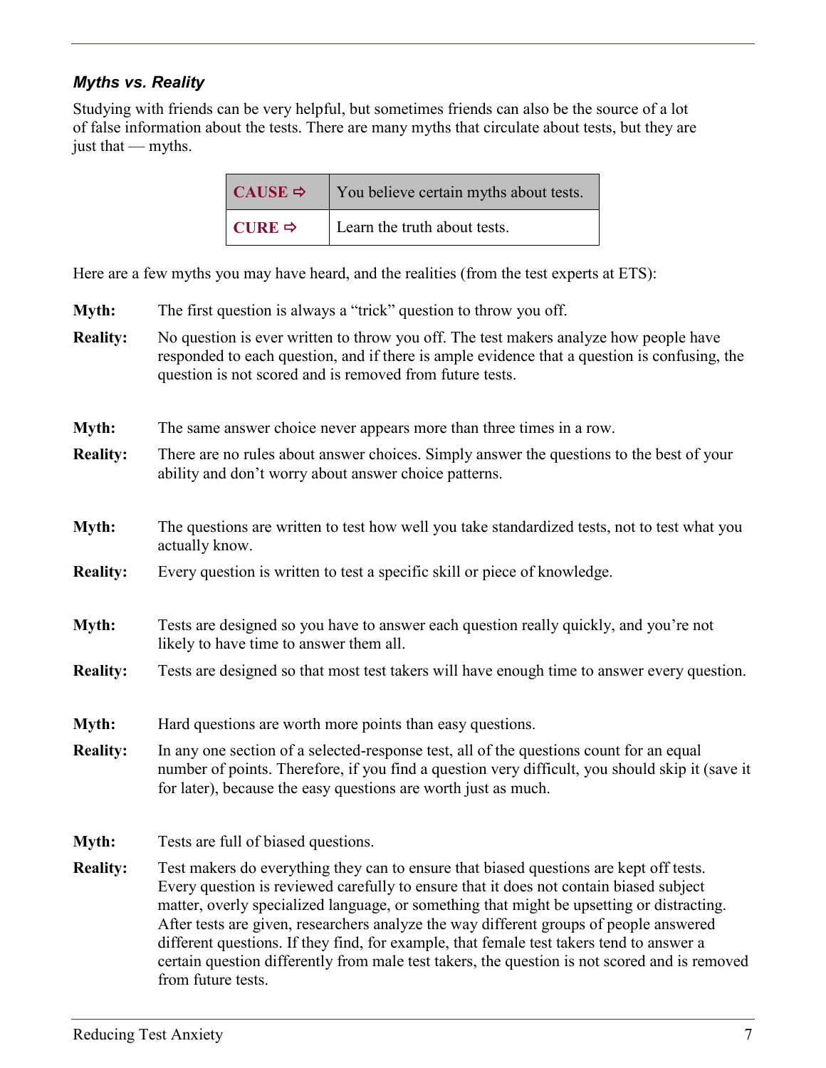### *Myths vs. Reality*

Studying with friends can be very helpful, but sometimes friends can also be the source of a lot of false information about the tests. There are many myths that circulate about tests, but they are just that — myths.

| **CAUSE ⇨** | You believe certain myths about tests. |
|---|---|
| **CURE ⇨** | Learn the truth about tests. |

Here are a few myths you may have heard, and the realities (from the test experts at ETS):

**Myth:** The first question is always a "trick" question to throw you off.

**Reality:** No question is ever written to throw you off. The test makers analyze how people have responded to each question, and if there is ample evidence that a question is confusing, the question is not scored and is removed from future tests.

**Myth:** The same answer choice never appears more than three times in a row.

**Reality:** There are no rules about answer choices. Simply answer the questions to the best of your ability and don't worry about answer choice patterns.

**Myth:** The questions are written to test how well you take standardized tests, not to test what you actually know.

**Reality:** Every question is written to test a specific skill or piece of knowledge.

**Myth:** Tests are designed so you have to answer each question really quickly, and you're not likely to have time to answer them all.

**Reality:** Tests are designed so that most test takers will have enough time to answer every question.

**Myth:** Hard questions are worth more points than easy questions.

**Reality:** In any one section of a selected-response test, all of the questions count for an equal number of points. Therefore, if you find a question very difficult, you should skip it (save it for later), because the easy questions are worth just as much.

**Myth:** Tests are full of biased questions.

**Reality:** Test makers do everything they can to ensure that biased questions are kept off tests. Every question is reviewed carefully to ensure that it does not contain biased subject matter, overly specialized language, or something that might be upsetting or distracting. After tests are given, researchers analyze the way different groups of people answered different questions. If they find, for example, that female test takers tend to answer a certain question differently from male test takers, the question is not scored and is removed from future tests.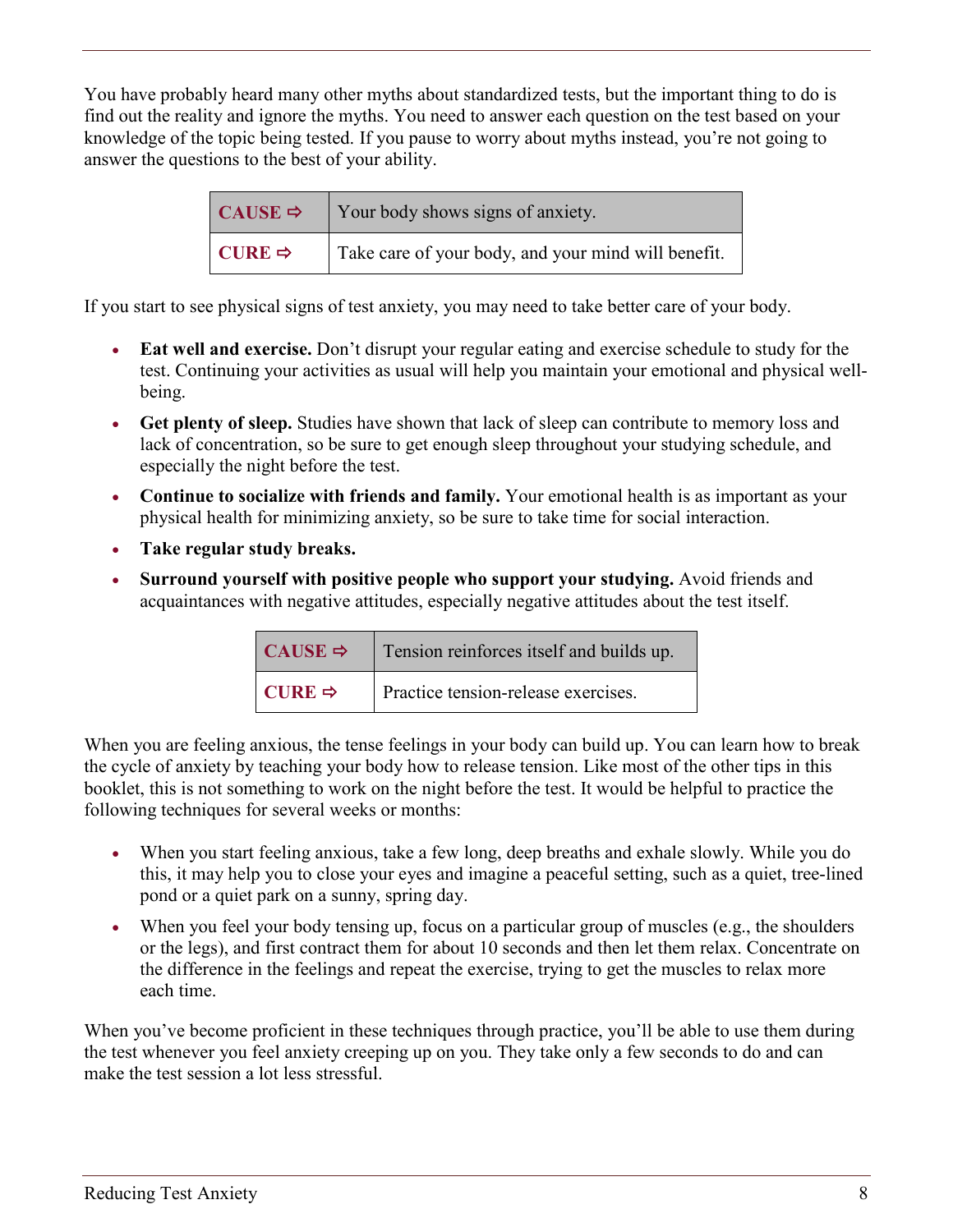You have probably heard many other myths about standardized tests, but the important thing to do is find out the reality and ignore the myths. You need to answer each question on the test based on your knowledge of the topic being tested. If you pause to worry about myths instead, you're not going to answer the questions to the best of your ability.

| **CAUSE ⇨** | Your body shows signs of anxiety. |
|---|---|
| **CURE ⇨** | Take care of your body, and your mind will benefit. |

If you start to see physical signs of test anxiety, you may need to take better care of your body.

- **Eat well and exercise.** Don't disrupt your regular eating and exercise schedule to study for the test. Continuing your activities as usual will help you maintain your emotional and physical well-being.
- **Get plenty of sleep.** Studies have shown that lack of sleep can contribute to memory loss and lack of concentration, so be sure to get enough sleep throughout your studying schedule, and especially the night before the test.
- **Continue to socialize with friends and family.** Your emotional health is as important as your physical health for minimizing anxiety, so be sure to take time for social interaction.
- **Take regular study breaks.**
- **Surround yourself with positive people who support your studying.** Avoid friends and acquaintances with negative attitudes, especially negative attitudes about the test itself.

| **CAUSE ⇨** | Tension reinforces itself and builds up. |
|---|---|
| **CURE ⇨** | Practice tension-release exercises. |

When you are feeling anxious, the tense feelings in your body can build up. You can learn how to break the cycle of anxiety by teaching your body how to release tension. Like most of the other tips in this booklet, this is not something to work on the night before the test. It would be helpful to practice the following techniques for several weeks or months:

- When you start feeling anxious, take a few long, deep breaths and exhale slowly. While you do this, it may help you to close your eyes and imagine a peaceful setting, such as a quiet, tree-lined pond or a quiet park on a sunny, spring day.
- When you feel your body tensing up, focus on a particular group of muscles (e.g., the shoulders or the legs), and first contract them for about 10 seconds and then let them relax. Concentrate on the difference in the feelings and repeat the exercise, trying to get the muscles to relax more each time.

When you've become proficient in these techniques through practice, you'll be able to use them during the test whenever you feel anxiety creeping up on you. They take only a few seconds to do and can make the test session a lot less stressful.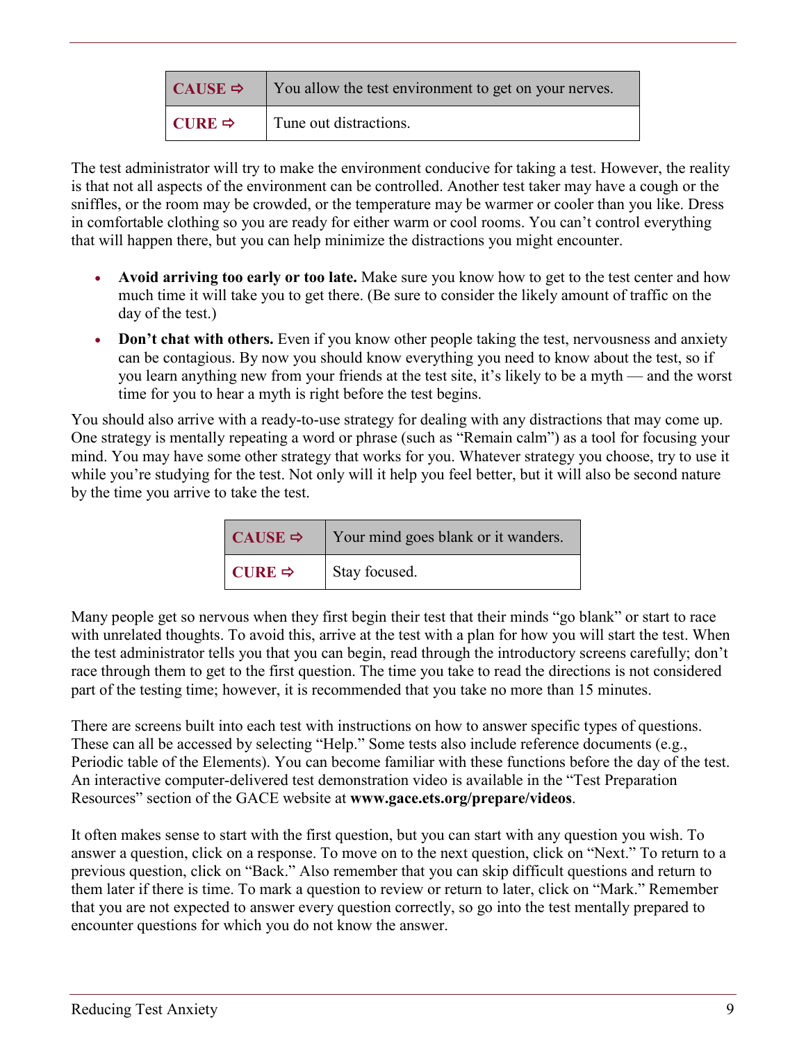| **CAUSE ⇨** | You allow the test environment to get on your nerves. |
|---|---|
| **CURE ⇨** | Tune out distractions. |

The test administrator will try to make the environment conducive for taking a test. However, the reality is that not all aspects of the environment can be controlled. Another test taker may have a cough or the sniffles, or the room may be crowded, or the temperature may be warmer or cooler than you like. Dress in comfortable clothing so you are ready for either warm or cool rooms. You can't control everything that will happen there, but you can help minimize the distractions you might encounter.

- **Avoid arriving too early or too late.** Make sure you know how to get to the test center and how much time it will take you to get there. (Be sure to consider the likely amount of traffic on the day of the test.)
- **Don't chat with others.** Even if you know other people taking the test, nervousness and anxiety can be contagious. By now you should know everything you need to know about the test, so if you learn anything new from your friends at the test site, it's likely to be a myth — and the worst time for you to hear a myth is right before the test begins.

You should also arrive with a ready-to-use strategy for dealing with any distractions that may come up. One strategy is mentally repeating a word or phrase (such as "Remain calm") as a tool for focusing your mind. You may have some other strategy that works for you. Whatever strategy you choose, try to use it while you're studying for the test. Not only will it help you feel better, but it will also be second nature by the time you arrive to take the test.

| **CAUSE ⇨** | Your mind goes blank or it wanders. |
|---|---|
| **CURE ⇨** | Stay focused. |

Many people get so nervous when they first begin their test that their minds "go blank" or start to race with unrelated thoughts. To avoid this, arrive at the test with a plan for how you will start the test. When the test administrator tells you that you can begin, read through the introductory screens carefully; don't race through them to get to the first question. The time you take to read the directions is not considered part of the testing time; however, it is recommended that you take no more than 15 minutes.

There are screens built into each test with instructions on how to answer specific types of questions. These can all be accessed by selecting "Help." Some tests also include reference documents (e.g., Periodic table of the Elements). You can become familiar with these functions before the day of the test. An interactive computer-delivered test demonstration video is available in the "Test Preparation Resources" section of the GACE website at **www.gace.ets.org/prepare/videos**.

It often makes sense to start with the first question, but you can start with any question you wish. To answer a question, click on a response. To move on to the next question, click on "Next." To return to a previous question, click on "Back." Also remember that you can skip difficult questions and return to them later if there is time. To mark a question to review or return to later, click on "Mark." Remember that you are not expected to answer every question correctly, so go into the test mentally prepared to encounter questions for which you do not know the answer.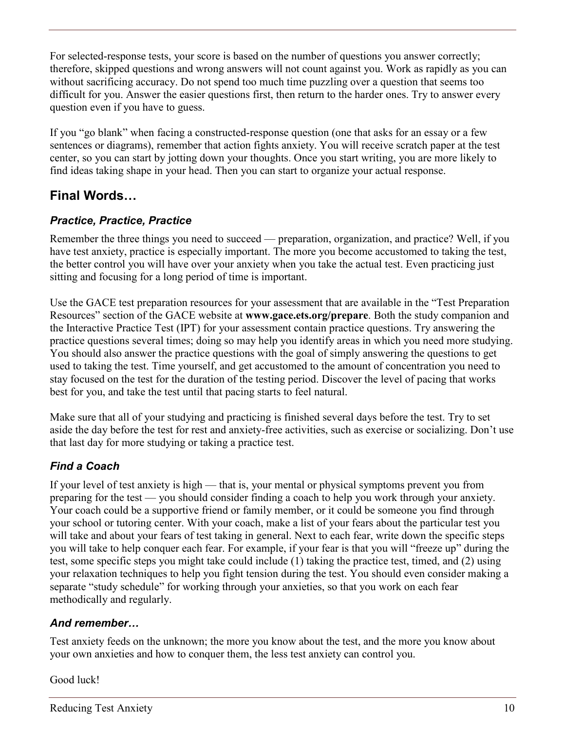For selected-response tests, your score is based on the number of questions you answer correctly; therefore, skipped questions and wrong answers will not count against you. Work as rapidly as you can without sacrificing accuracy. Do not spend too much time puzzling over a question that seems too difficult for you. Answer the easier questions first, then return to the harder ones. Try to answer every question even if you have to guess.

If you "go blank" when facing a constructed-response question (one that asks for an essay or a few sentences or diagrams), remember that action fights anxiety. You will receive scratch paper at the test center, so you can start by jotting down your thoughts. Once you start writing, you are more likely to find ideas taking shape in your head. Then you can start to organize your actual response.

## Final Words…

### *Practice, Practice, Practice*

Remember the three things you need to succeed — preparation, organization, and practice? Well, if you have test anxiety, practice is especially important. The more you become accustomed to taking the test, the better control you will have over your anxiety when you take the actual test. Even practicing just sitting and focusing for a long period of time is important.

Use the GACE test preparation resources for your assessment that are available in the "Test Preparation Resources" section of the GACE website at **www.gace.ets.org/prepare**. Both the study companion and the Interactive Practice Test (IPT) for your assessment contain practice questions. Try answering the practice questions several times; doing so may help you identify areas in which you need more studying. You should also answer the practice questions with the goal of simply answering the questions to get used to taking the test. Time yourself, and get accustomed to the amount of concentration you need to stay focused on the test for the duration of the testing period. Discover the level of pacing that works best for you, and take the test until that pacing starts to feel natural.

Make sure that all of your studying and practicing is finished several days before the test. Try to set aside the day before the test for rest and anxiety-free activities, such as exercise or socializing. Don't use that last day for more studying or taking a practice test.

### *Find a Coach*

If your level of test anxiety is high — that is, your mental or physical symptoms prevent you from preparing for the test — you should consider finding a coach to help you work through your anxiety. Your coach could be a supportive friend or family member, or it could be someone you find through your school or tutoring center. With your coach, make a list of your fears about the particular test you will take and about your fears of test taking in general. Next to each fear, write down the specific steps you will take to help conquer each fear. For example, if your fear is that you will "freeze up" during the test, some specific steps you might take could include (1) taking the practice test, timed, and (2) using your relaxation techniques to help you fight tension during the test. You should even consider making a separate "study schedule" for working through your anxieties, so that you work on each fear methodically and regularly.

### *And remember…*

Test anxiety feeds on the unknown; the more you know about the test, and the more you know about your own anxieties and how to conquer them, the less test anxiety can control you.

Good luck!